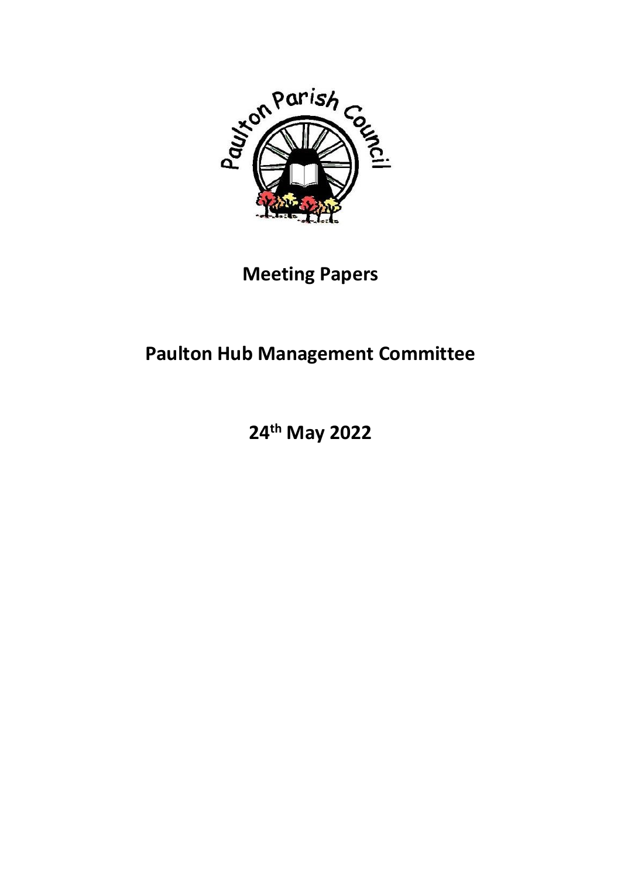Paulton Parish Council

# Meeting Papers

# Paulton Hub Management Committee

# 24th May 2022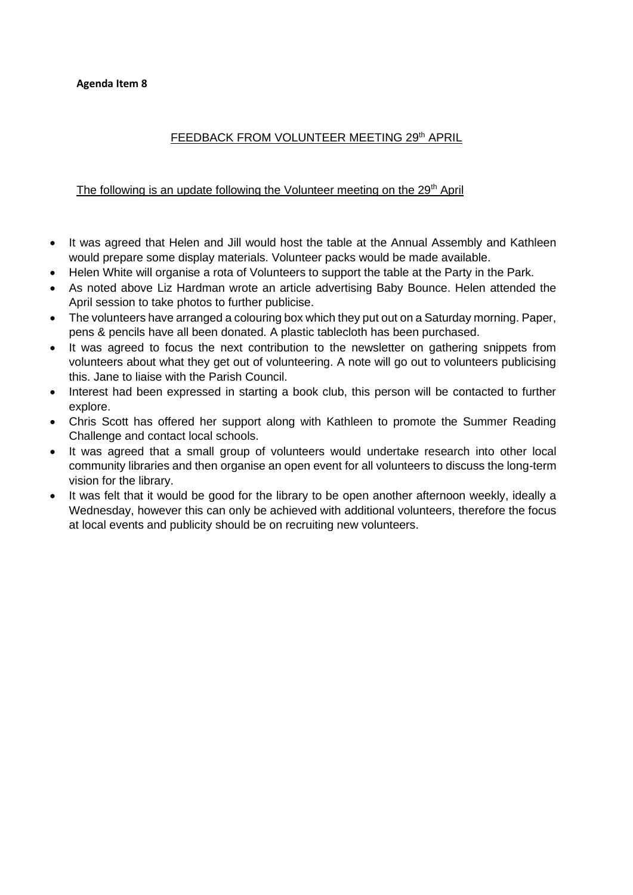**Agenda Item 8**

## FEEDBACK FROM VOLUNTEER MEETING 29th APRIL

The following is an update following the Volunteer meeting on the 29th April

- It was agreed that Helen and Jill would host the table at the Annual Assembly and Kathleen would prepare some display materials. Volunteer packs would be made available.
- Helen White will organise a rota of Volunteers to support the table at the Party in the Park.
- As noted above Liz Hardman wrote an article advertising Baby Bounce. Helen attended the April session to take photos to further publicise.
- The volunteers have arranged a colouring box which they put out on a Saturday morning. Paper, pens & pencils have all been donated. A plastic tablecloth has been purchased.
- It was agreed to focus the next contribution to the newsletter on gathering snippets from volunteers about what they get out of volunteering. A note will go out to volunteers publicising this. Jane to liaise with the Parish Council.
- Interest had been expressed in starting a book club, this person will be contacted to further explore.
- Chris Scott has offered her support along with Kathleen to promote the Summer Reading Challenge and contact local schools.
- It was agreed that a small group of volunteers would undertake research into other local community libraries and then organise an open event for all volunteers to discuss the long-term vision for the library.
- It was felt that it would be good for the library to be open another afternoon weekly, ideally a Wednesday, however this can only be achieved with additional volunteers, therefore the focus at local events and publicity should be on recruiting new volunteers.